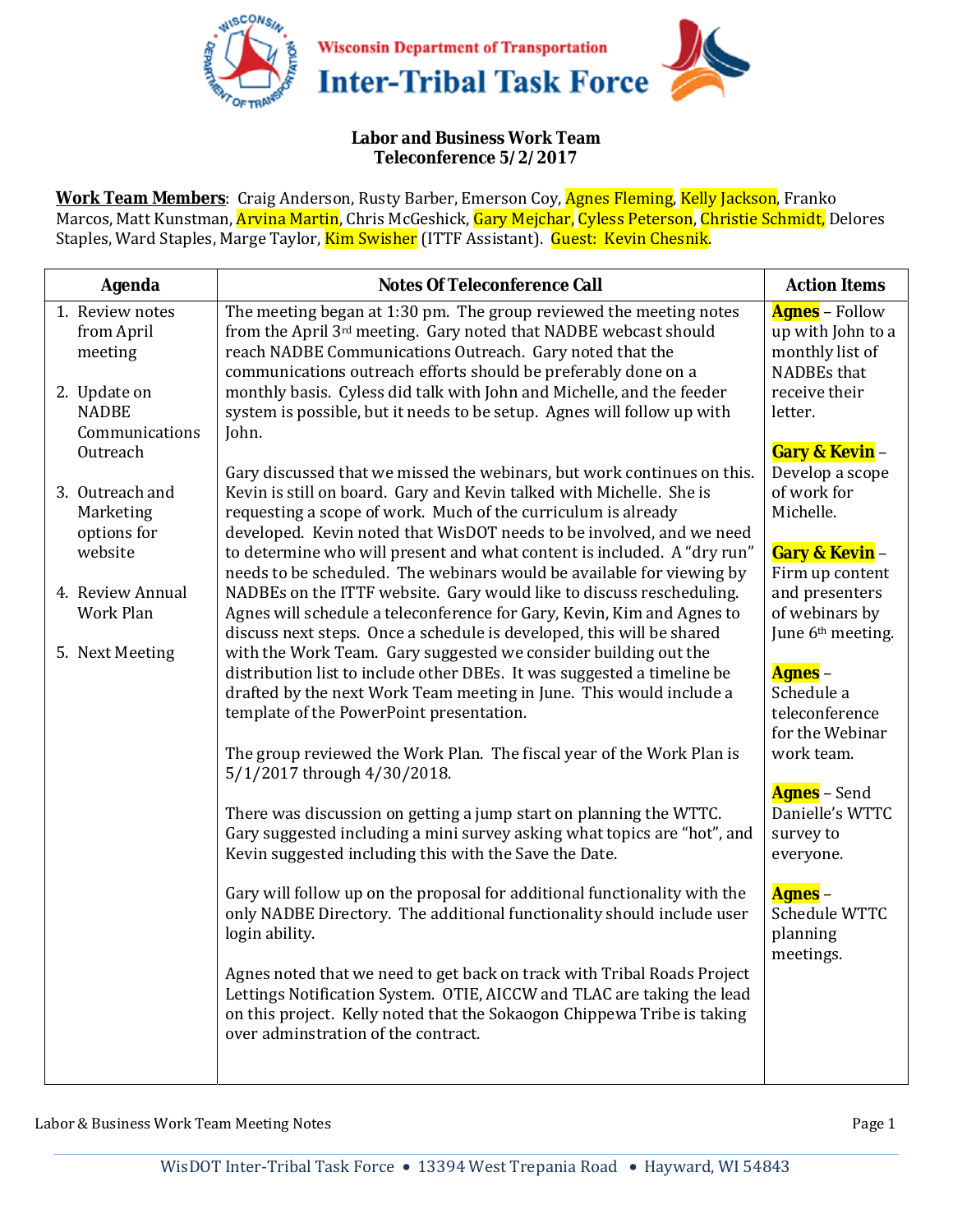Wisconsin Department of Transportation
# Inter-Tribal Task Force

## Labor and Business Work Team
## Teleconference 5/2/2017

**Work Team Members**: Craig Anderson, Rusty Barber, Emerson Coy, Agnes Fleming, Kelly Jackson, Franko Marcos, Matt Kunstman, Arvina Martin, Chris McGeshick, Gary Mejchar, Cyless Peterson, Christie Schmidt, Delores Staples, Ward Staples, Marge Taylor, Kim Swisher (ITTF Assistant). Guest: Kevin Chesnik.

| Agenda | Notes Of Teleconference Call | Action Items |
|---|---|---|
| 1. Review notes from April meeting<br><br>2. Update on NADBE Communications Outreach<br><br>3. Outreach and Marketing options for website<br><br>4. Review Annual Work Plan<br><br>5. Next Meeting | The meeting began at 1:30 pm. The group reviewed the meeting notes from the April 3rd meeting. Gary noted that NADBE webcast should reach NADBE Communications Outreach. Gary noted that the communications outreach efforts should be preferably done on a monthly basis. Cyless did talk with John and Michelle, and the feeder system is possible, but it needs to be setup. Agnes will follow up with John.<br><br>Gary discussed that we missed the webinars, but work continues on this. Kevin is still on board. Gary and Kevin talked with Michelle. She is requesting a scope of work. Much of the curriculum is already developed. Kevin noted that WisDOT needs to be involved, and we need to determine who will present and what content is included. A "dry run" needs to be scheduled. The webinars would be available for viewing by NADBEs on the ITTF website. Gary would like to discuss rescheduling. Agnes will schedule a teleconference for Gary, Kevin, Kim and Agnes to discuss next steps. Once a schedule is developed, this will be shared with the Work Team. Gary suggested we consider building out the distribution list to include other DBEs. It was suggested a timeline be drafted by the next Work Team meeting in June. This would include a template of the PowerPoint presentation.<br><br>The group reviewed the Work Plan. The fiscal year of the Work Plan is 5/1/2017 through 4/30/2018.<br><br>There was discussion on getting a jump start on planning the WTTC. Gary suggested including a mini survey asking what topics are "hot", and Kevin suggested including this with the Save the Date.<br><br>Gary will follow up on the proposal for additional functionality with the only NADBE Directory. The additional functionality should include user login ability.<br><br>Agnes noted that we need to get back on track with Tribal Roads Project Lettings Notification System. OTIE, AICCW and TLAC are taking the lead on this project. Kelly noted that the Sokaogon Chippewa Tribe is taking over adminstration of the contract. | **Agnes** – Follow up with John to a monthly list of NADBEs that receive their letter.<br><br>**Gary & Kevin** – Develop a scope of work for Michelle.<br><br>**Gary & Kevin** – Firm up content and presenters of webinars by June 6th meeting.<br><br>**Agnes** – Schedule a teleconference for the Webinar work team.<br><br>**Agnes** – Send Danielle's WTTC survey to everyone.<br><br>**Agnes** – Schedule WTTC planning meetings. |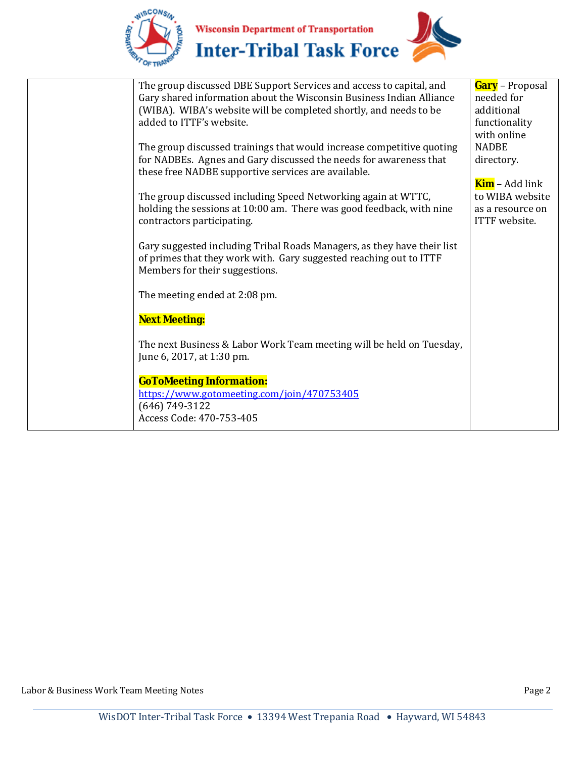| | | |
|---|---|---|
| | The group discussed DBE Support Services and access to capital, and Gary shared information about the Wisconsin Business Indian Alliance (WIBA). WIBA's website will be completed shortly, and needs to be added to ITTF's website.<br><br>The group discussed trainings that would increase competitive quoting for NADBEs. Agnes and Gary discussed the needs for awareness that these free NADBE supportive services are available.<br><br>The group discussed including Speed Networking again at WTTC, holding the sessions at 10:00 am. There was good feedback, with nine contractors participating.<br><br>Gary suggested including Tribal Roads Managers, as they have their list of primes that they work with. Gary suggested reaching out to ITTF Members for their suggestions.<br><br>The meeting ended at 2:08 pm.<br><br>**Next Meeting:**<br><br>The next Business & Labor Work Team meeting will be held on Tuesday, June 6, 2017, at 1:30 pm.<br><br>**GoToMeeting Information:**<br>https://www.gotomeeting.com/join/470753405<br>(646) 749-3122<br>Access Code: 470-753-405 | **Gary** – Proposal needed for additional functionality with online NADBE directory.<br><br>**Kim** – Add link to WIBA website as a resource on ITTF website. |